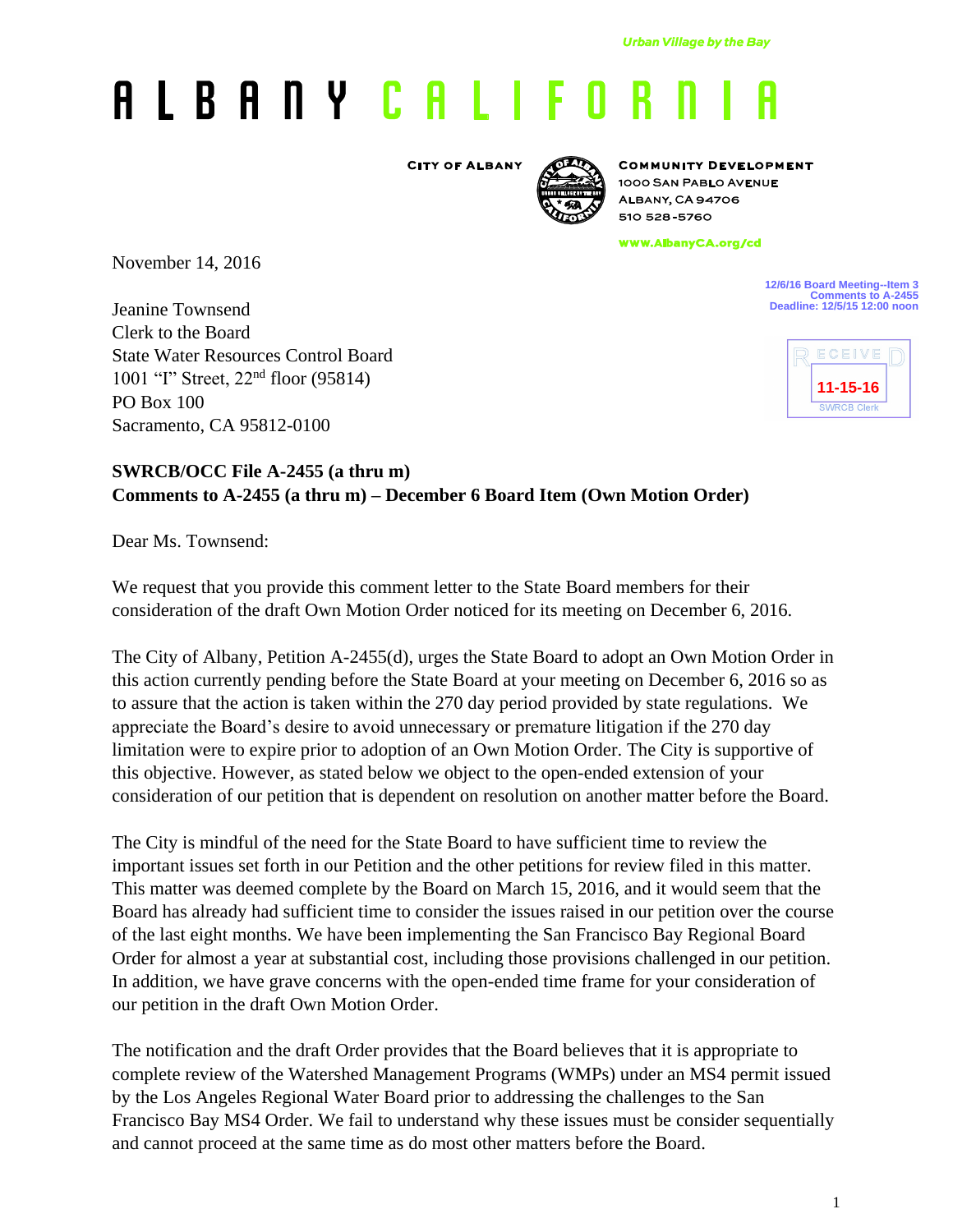*Urban Village by the Bay*

# ALBANY CALIFORNIA

CITY OF ALBANY

COMMUNITY DEVELOPMENT
1000 SAN PABLO AVENUE
ALBANY, CA 94706
510 528-5760

www.AlbanyCA.org/cd

November 14, 2016

12/6/16 Board Meeting--Item 3
Comments to A-2455
Deadline: 12/5/15 12:00 noon

RECEIVED
11-15-16
SWRCB Clerk

Jeanine Townsend
Clerk to the Board
State Water Resources Control Board
1001 "I" Street, 22nd floor (95814)
PO Box 100
Sacramento, CA 95812-0100

**SWRCB/OCC File A-2455 (a thru m)**
**Comments to A-2455 (a thru m) – December 6 Board Item (Own Motion Order)**

Dear Ms. Townsend:

We request that you provide this comment letter to the State Board members for their consideration of the draft Own Motion Order noticed for its meeting on December 6, 2016.

The City of Albany, Petition A-2455(d), urges the State Board to adopt an Own Motion Order in this action currently pending before the State Board at your meeting on December 6, 2016 so as to assure that the action is taken within the 270 day period provided by state regulations. We appreciate the Board's desire to avoid unnecessary or premature litigation if the 270 day limitation were to expire prior to adoption of an Own Motion Order. The City is supportive of this objective. However, as stated below we object to the open-ended extension of your consideration of our petition that is dependent on resolution on another matter before the Board.

The City is mindful of the need for the State Board to have sufficient time to review the important issues set forth in our Petition and the other petitions for review filed in this matter. This matter was deemed complete by the Board on March 15, 2016, and it would seem that the Board has already had sufficient time to consider the issues raised in our petition over the course of the last eight months. We have been implementing the San Francisco Bay Regional Board Order for almost a year at substantial cost, including those provisions challenged in our petition. In addition, we have grave concerns with the open-ended time frame for your consideration of our petition in the draft Own Motion Order.

The notification and the draft Order provides that the Board believes that it is appropriate to complete review of the Watershed Management Programs (WMPs) under an MS4 permit issued by the Los Angeles Regional Water Board prior to addressing the challenges to the San Francisco Bay MS4 Order. We fail to understand why these issues must be consider sequentially and cannot proceed at the same time as do most other matters before the Board.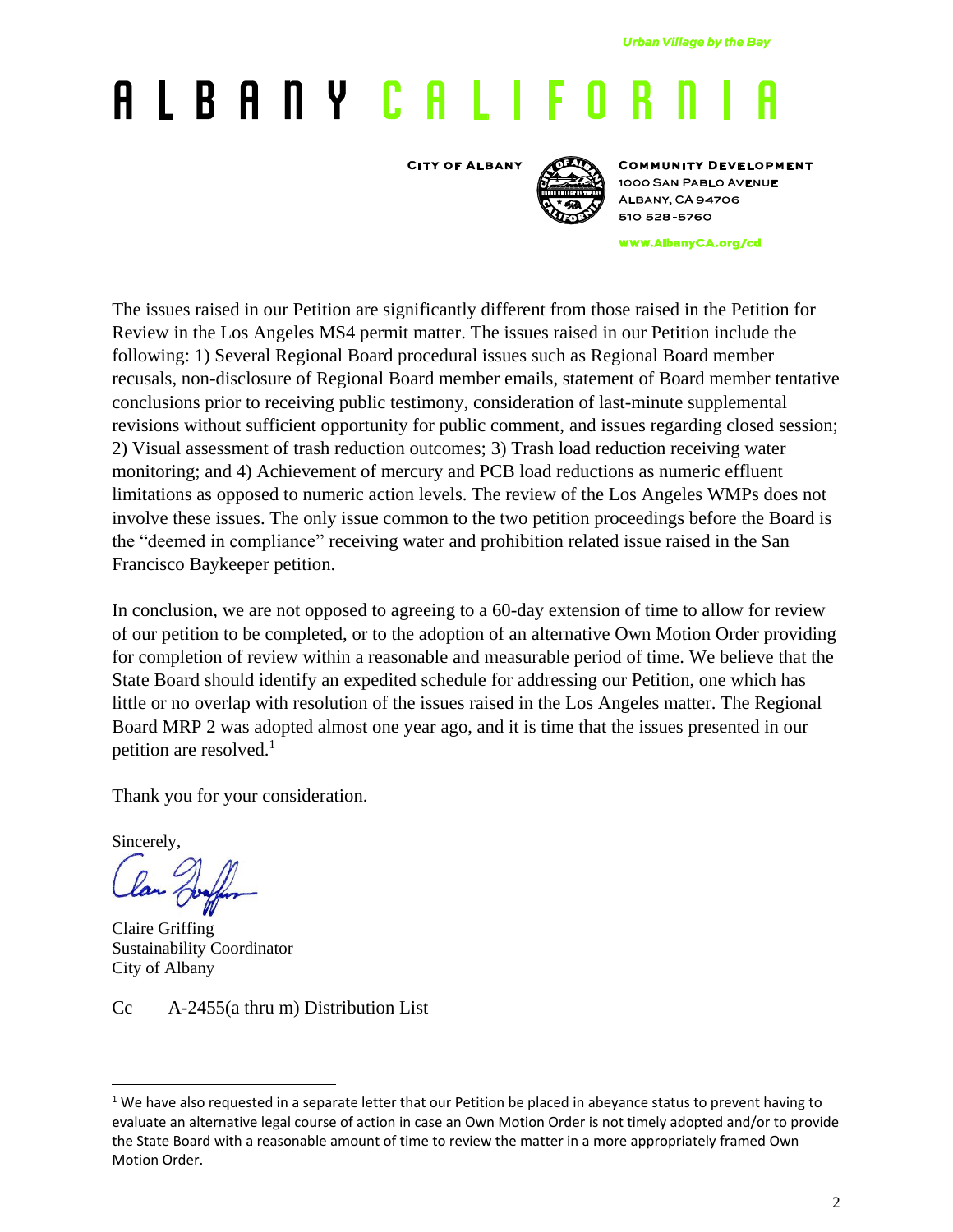*Urban Village by the Bay*

# ALBANY CALIFORNIA

**CITY OF ALBANY**

**COMMUNITY DEVELOPMENT**
1000 SAN PABLO AVENUE
ALBANY, CA 94706
510 528-5760
www.AlbanyCA.org/cd

The issues raised in our Petition are significantly different from those raised in the Petition for Review in the Los Angeles MS4 permit matter. The issues raised in our Petition include the following: 1) Several Regional Board procedural issues such as Regional Board member recusals, non-disclosure of Regional Board member emails, statement of Board member tentative conclusions prior to receiving public testimony, consideration of last-minute supplemental revisions without sufficient opportunity for public comment, and issues regarding closed session; 2) Visual assessment of trash reduction outcomes; 3) Trash load reduction receiving water monitoring; and 4) Achievement of mercury and PCB load reductions as numeric effluent limitations as opposed to numeric action levels. The review of the Los Angeles WMPs does not involve these issues. The only issue common to the two petition proceedings before the Board is the "deemed in compliance" receiving water and prohibition related issue raised in the San Francisco Baykeeper petition.

In conclusion, we are not opposed to agreeing to a 60-day extension of time to allow for review of our petition to be completed, or to the adoption of an alternative Own Motion Order providing for completion of review within a reasonable and measurable period of time. We believe that the State Board should identify an expedited schedule for addressing our Petition, one which has little or no overlap with resolution of the issues raised in the Los Angeles matter. The Regional Board MRP 2 was adopted almost one year ago, and it is time that the issues presented in our petition are resolved.[1]

Thank you for your consideration.

Sincerely,

Claire Griffing
Sustainability Coordinator
City of Albany

Cc A-2455(a thru m) Distribution List

[1] We have also requested in a separate letter that our Petition be placed in abeyance status to prevent having to evaluate an alternative legal course of action in case an Own Motion Order is not timely adopted and/or to provide the State Board with a reasonable amount of time to review the matter in a more appropriately framed Own Motion Order.